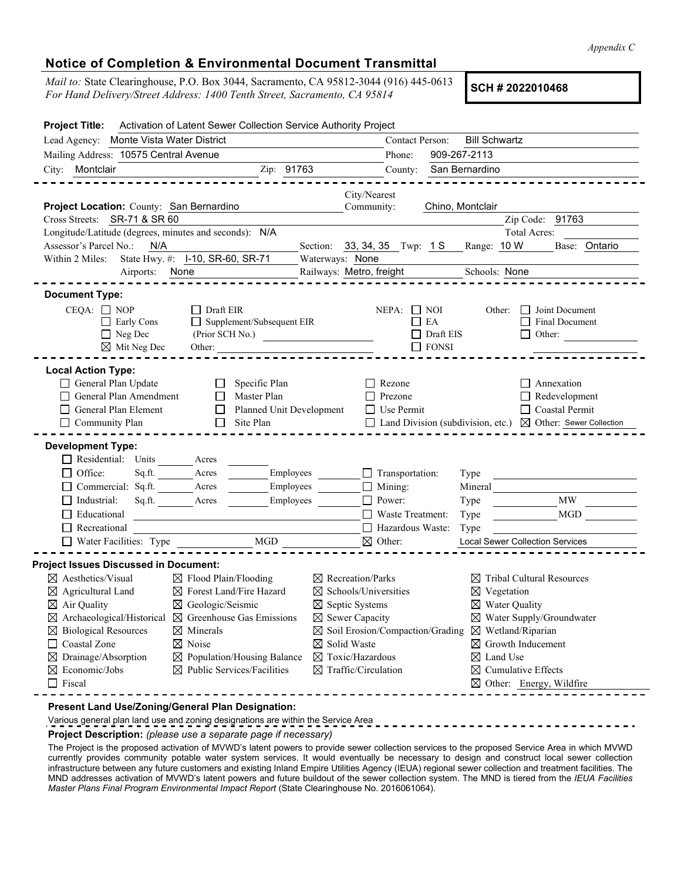*Appendix C*

## Notice of Completion & Environmental Document Transmittal

*Mail to:* State Clearinghouse, P.O. Box 3044, Sacramento, CA 95812-3044 (916) 445-0613
*For Hand Delivery/Street Address: 1400 Tenth Street, Sacramento, CA 95814*

**SCH # 2022010468**

**Project Title:** Activation of Latent Sewer Collection Service Authority Project

Lead Agency: Monte Vista Water District — Contact Person: Bill Schwartz
Mailing Address: 10575 Central Avenue — Phone: 909-267-2113
City: Montclair — Zip: 91763 — County: San Bernardino

---

**Project Location:** County: San Bernardino — City/Nearest Community: Chino, Montclair
Cross Streets: SR-71 & SR 60 — Zip Code: 91763
Longitude/Latitude (degrees, minutes and seconds): N/A — Total Acres:
Assessor's Parcel No.: N/A — Section: 33, 34, 35 — Twp: 1 S — Range: 10 W — Base: Ontario
Within 2 Miles: State Hwy. #: I-10, SR-60, SR-71 — Waterways: None
Airports: None — Railways: Metro, freight — Schools: None

---

**Document Type:**

CEQA: ☐ NOP ☐ Early Cons ☐ Neg Dec ☒ Mit Neg Dec
☐ Draft EIR ☐ Supplement/Subsequent EIR (Prior SCH No.) Other:
NEPA: ☐ NOI ☐ EA ☐ Draft EIS ☐ FONSI
Other: ☐ Joint Document ☐ Final Document ☐ Other:

---

**Local Action Type:**

- ☐ General Plan Update
- ☐ General Plan Amendment
- ☐ General Plan Element
- ☐ Community Plan
- ☐ Specific Plan
- ☐ Master Plan
- ☐ Planned Unit Development
- ☐ Site Plan
- ☐ Rezone
- ☐ Prezone
- ☐ Use Permit
- ☐ Land Division (subdivision, etc.)
- ☐ Annexation
- ☐ Redevelopment
- ☐ Coastal Permit
- ☒ Other: Sewer Collection

---

**Development Type:**

- ☐ Residential: Units Acres
- ☐ Office: Sq.ft. Acres Employees
- ☐ Commercial: Sq.ft. Acres Employees
- ☐ Industrial: Sq.ft. Acres Employees
- ☐ Educational
- ☐ Recreational
- ☐ Water Facilities: Type MGD
- ☐ Transportation: Type
- ☐ Mining: Mineral
- ☐ Power: Type MW
- ☐ Waste Treatment: Type MGD
- ☐ Hazardous Waste: Type
- ☒ Other: Local Sewer Collection Services

---

**Project Issues Discussed in Document:**

- ☒ Aesthetics/Visual
- ☒ Agricultural Land
- ☒ Air Quality
- ☒ Archaeological/Historical
- ☒ Biological Resources
- ☐ Coastal Zone
- ☒ Drainage/Absorption
- ☒ Economic/Jobs
- ☐ Fiscal
- ☒ Flood Plain/Flooding
- ☒ Forest Land/Fire Hazard
- ☒ Geologic/Seismic
- ☒ Greenhouse Gas Emissions
- ☒ Minerals
- ☒ Noise
- ☒ Population/Housing Balance
- ☒ Public Services/Facilities
- ☒ Recreation/Parks
- ☒ Schools/Universities
- ☒ Septic Systems
- ☒ Sewer Capacity
- ☒ Soil Erosion/Compaction/Grading
- ☒ Solid Waste
- ☒ Toxic/Hazardous
- ☒ Traffic/Circulation
- ☒ Tribal Cultural Resources
- ☒ Vegetation
- ☒ Water Quality
- ☒ Water Supply/Groundwater
- ☒ Wetland/Riparian
- ☒ Growth Inducement
- ☒ Land Use
- ☒ Cumulative Effects
- ☒ Other: Energy, Wildfire

---

**Present Land Use/Zoning/General Plan Designation:**

Various general plan land use and zoning designations are within the Service Area

**Project Description:** *(please use a separate page if necessary)*

The Project is the proposed activation of MVWD's latent powers to provide sewer collection services to the proposed Service Area in which MVWD currently provides community potable water system services. It would eventually be necessary to design and construct local sewer collection infrastructure between any future customers and existing Inland Empire Utilities Agency (IEUA) regional sewer collection and treatment facilities. The MND addresses activation of MVWD's latent powers and future buildout of the sewer collection system. The MND is tiered from the *IEUA Facilities Master Plans Final Program Environmental Impact Report* (State Clearinghouse No. 2016061064).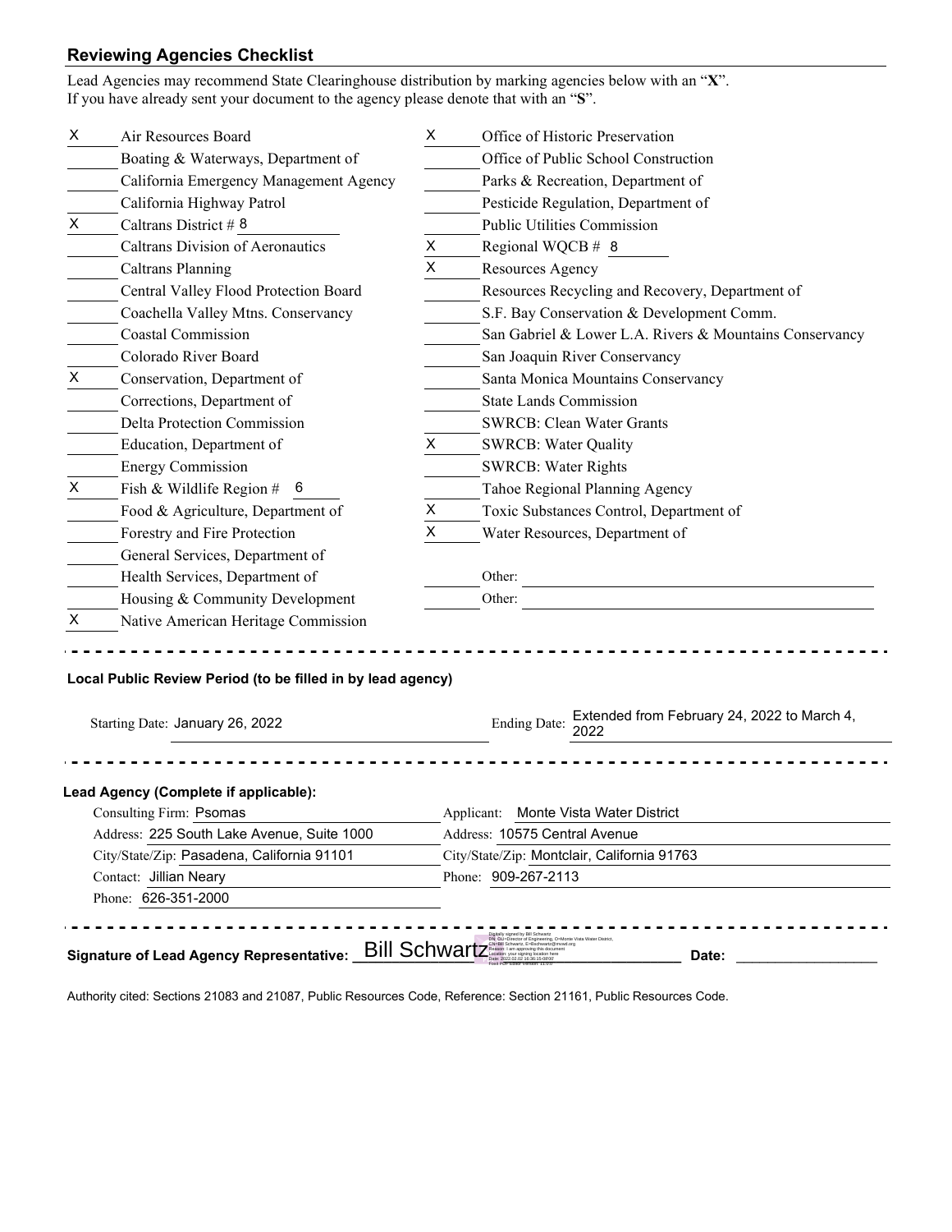## Reviewing Agencies Checklist

Lead Agencies may recommend State Clearinghouse distribution by marking agencies below with an "**X**".
If you have already sent your document to the agency please denote that with an "**S**".

| | | | |
|---|---|---|---|
| X | Air Resources Board | X | Office of Historic Preservation |
| | Boating & Waterways, Department of | | Office of Public School Construction |
| | California Emergency Management Agency | | Parks & Recreation, Department of |
| | California Highway Patrol | | Pesticide Regulation, Department of |
| X | Caltrans District # 8 | | Public Utilities Commission |
| | Caltrans Division of Aeronautics | X | Regional WQCB # 8 |
| | Caltrans Planning | X | Resources Agency |
| | Central Valley Flood Protection Board | | Resources Recycling and Recovery, Department of |
| | Coachella Valley Mtns. Conservancy | | S.F. Bay Conservation & Development Comm. |
| | Coastal Commission | | San Gabriel & Lower L.A. Rivers & Mountains Conservancy |
| | Colorado River Board | | San Joaquin River Conservancy |
| X | Conservation, Department of | | Santa Monica Mountains Conservancy |
| | Corrections, Department of | | State Lands Commission |
| | Delta Protection Commission | | SWRCB: Clean Water Grants |
| | Education, Department of | X | SWRCB: Water Quality |
| | Energy Commission | | SWRCB: Water Rights |
| X | Fish & Wildlife Region # 6 | | Tahoe Regional Planning Agency |
| | Food & Agriculture, Department of | X | Toxic Substances Control, Department of |
| | Forestry and Fire Protection | X | Water Resources, Department of |
| | General Services, Department of | | |
| | Health Services, Department of | | Other: |
| | Housing & Community Development | | Other: |
| X | Native American Heritage Commission | | |

---

**Local Public Review Period (to be filled in by lead agency)**

Starting Date: January 26, 2022

Ending Date: Extended from February 24, 2022 to March 4, 2022

---

**Lead Agency (Complete if applicable):**

Consulting Firm: Psomas
Address: 225 South Lake Avenue, Suite 1000
City/State/Zip: Pasadena, California 91101
Contact: Jillian Neary
Phone: 626-351-2000

Applicant: Monte Vista Water District
Address: 10575 Central Avenue
City/State/Zip: Montclair, California 91763
Phone: 909-267-2113

---

**Signature of Lead Agency Representative:** Bill Schwartz **Date:**

Authority cited: Sections 21083 and 21087, Public Resources Code, Reference: Section 21161, Public Resources Code.